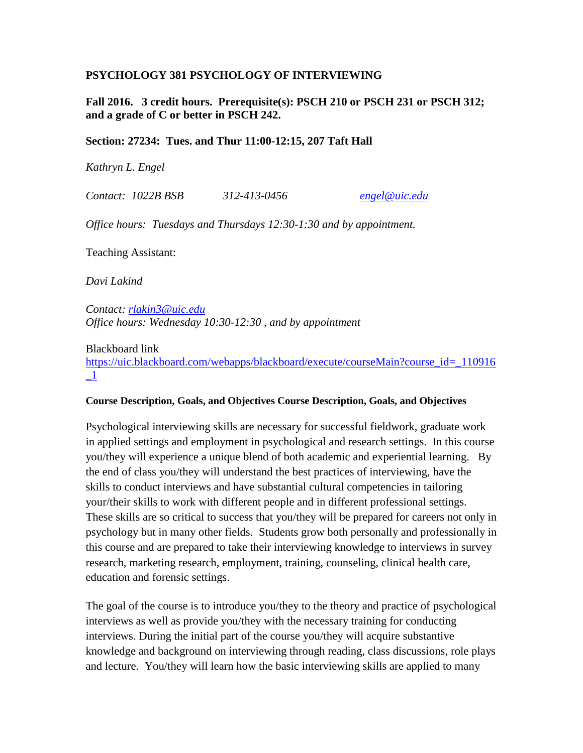**PSYCHOLOGY 381 PSYCHOLOGY OF INTERVIEWING**

**Fall 2016. 3 credit hours. Prerequisite(s): PSCH 210 or PSCH 231 or PSCH 312; and a grade of C or better in PSCH 242.**

**Section: 27234: Tues. and Thur 11:00-12:15, 207 Taft Hall**

*Kathryn L. Engel*

*Contact: 1022B BSB 312-413-0456 engel@uic.edu*

*Office hours: Tuesdays and Thursdays 12:30-1:30 and by appointment.*

Teaching Assistant:

*Davi Lakind*

*Contact: rlakin3@uic.edu*
*Office hours: Wednesday 10:30-12:30 , and by appointment*

Blackboard link
https://uic.blackboard.com/webapps/blackboard/execute/courseMain?course_id=_110916_1

**Course Description, Goals, and Objectives Course Description, Goals, and Objectives**

Psychological interviewing skills are necessary for successful fieldwork, graduate work in applied settings and employment in psychological and research settings. In this course you/they will experience a unique blend of both academic and experiential learning. By the end of class you/they will understand the best practices of interviewing, have the skills to conduct interviews and have substantial cultural competencies in tailoring your/their skills to work with different people and in different professional settings. These skills are so critical to success that you/they will be prepared for careers not only in psychology but in many other fields. Students grow both personally and professionally in this course and are prepared to take their interviewing knowledge to interviews in survey research, marketing research, employment, training, counseling, clinical health care, education and forensic settings.

The goal of the course is to introduce you/they to the theory and practice of psychological interviews as well as provide you/they with the necessary training for conducting interviews. During the initial part of the course you/they will acquire substantive knowledge and background on interviewing through reading, class discussions, role plays and lecture. You/they will learn how the basic interviewing skills are applied to many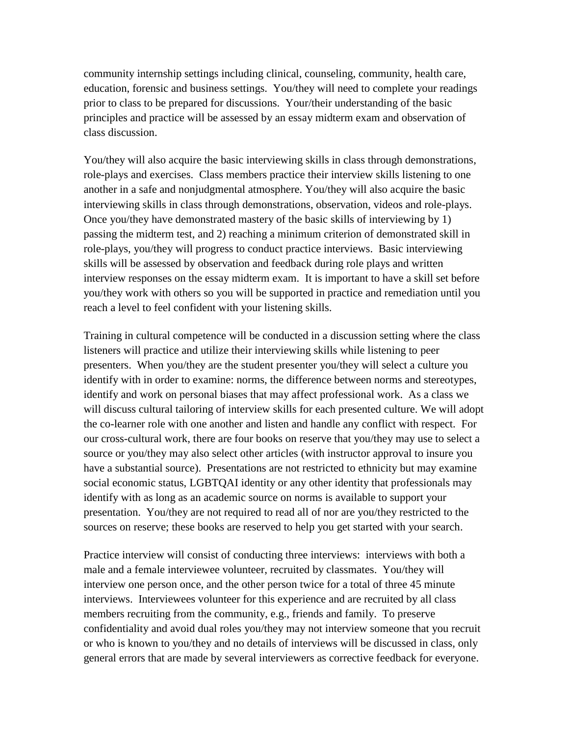community internship settings including clinical, counseling, community, health care, education, forensic and business settings. You/they will need to complete your readings prior to class to be prepared for discussions. Your/their understanding of the basic principles and practice will be assessed by an essay midterm exam and observation of class discussion.

You/they will also acquire the basic interviewing skills in class through demonstrations, role-plays and exercises. Class members practice their interview skills listening to one another in a safe and nonjudgmental atmosphere. You/they will also acquire the basic interviewing skills in class through demonstrations, observation, videos and role-plays. Once you/they have demonstrated mastery of the basic skills of interviewing by 1) passing the midterm test, and 2) reaching a minimum criterion of demonstrated skill in role-plays, you/they will progress to conduct practice interviews. Basic interviewing skills will be assessed by observation and feedback during role plays and written interview responses on the essay midterm exam. It is important to have a skill set before you/they work with others so you will be supported in practice and remediation until you reach a level to feel confident with your listening skills.

Training in cultural competence will be conducted in a discussion setting where the class listeners will practice and utilize their interviewing skills while listening to peer presenters. When you/they are the student presenter you/they will select a culture you identify with in order to examine: norms, the difference between norms and stereotypes, identify and work on personal biases that may affect professional work. As a class we will discuss cultural tailoring of interview skills for each presented culture. We will adopt the co-learner role with one another and listen and handle any conflict with respect. For our cross-cultural work, there are four books on reserve that you/they may use to select a source or you/they may also select other articles (with instructor approval to insure you have a substantial source). Presentations are not restricted to ethnicity but may examine social economic status, LGBTQAI identity or any other identity that professionals may identify with as long as an academic source on norms is available to support your presentation. You/they are not required to read all of nor are you/they restricted to the sources on reserve; these books are reserved to help you get started with your search.

Practice interview will consist of conducting three interviews: interviews with both a male and a female interviewee volunteer, recruited by classmates. You/they will interview one person once, and the other person twice for a total of three 45 minute interviews. Interviewees volunteer for this experience and are recruited by all class members recruiting from the community, e.g., friends and family. To preserve confidentiality and avoid dual roles you/they may not interview someone that you recruit or who is known to you/they and no details of interviews will be discussed in class, only general errors that are made by several interviewers as corrective feedback for everyone.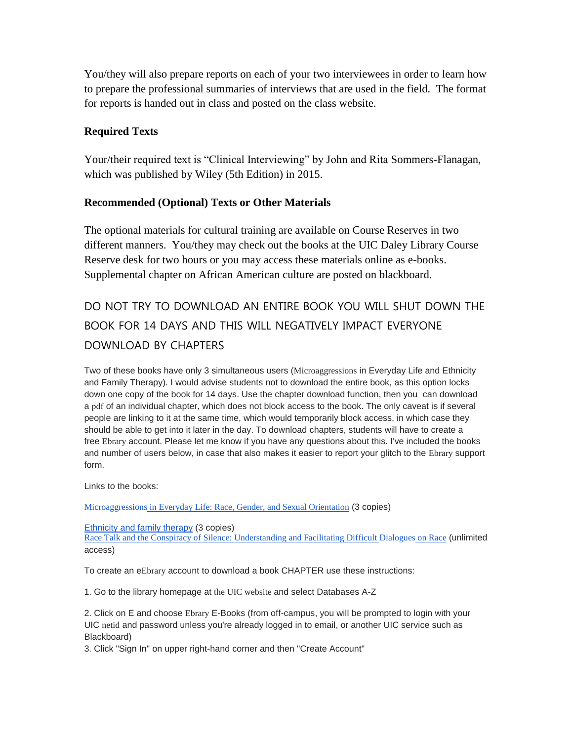You/they will also prepare reports on each of your two interviewees in order to learn how to prepare the professional summaries of interviews that are used in the field. The format for reports is handed out in class and posted on the class website.

### Required Texts

Your/their required text is "Clinical Interviewing" by John and Rita Sommers-Flanagan, which was published by Wiley (5th Edition) in 2015.

### Recommended (Optional) Texts or Other Materials

The optional materials for cultural training are available on Course Reserves in two different manners. You/they may check out the books at the UIC Daley Library Course Reserve desk for two hours or you may access these materials online as e-books. Supplemental chapter on African American culture are posted on blackboard.

DO NOT TRY TO DOWNLOAD AN ENTIRE BOOK YOU WILL SHUT DOWN THE BOOK FOR 14 DAYS AND THIS WILL NEGATIVELY IMPACT EVERYONE DOWNLOAD BY CHAPTERS

Two of these books have only 3 simultaneous users (Microaggressions in Everyday Life and Ethnicity and Family Therapy). I would advise students not to download the entire book, as this option locks down one copy of the book for 14 days. Use the chapter download function, then you can download a pdf of an individual chapter, which does not block access to the book. The only caveat is if several people are linking to it at the same time, which would temporarily block access, in which case they should be able to get into it later in the day. To download chapters, students will have to create a free Ebrary account. Please let me know if you have any questions about this. I've included the books and number of users below, in case that also makes it easier to report your glitch to the Ebrary support form.

Links to the books:

Microaggressions in Everyday Life: Race, Gender, and Sexual Orientation (3 copies)

Ethnicity and family therapy (3 copies)
Race Talk and the Conspiracy of Silence: Understanding and Facilitating Difficult Dialogues on Race (unlimited access)

To create an eEbrary account to download a book CHAPTER use these instructions:

1. Go to the library homepage at the UIC website and select Databases A-Z

2. Click on E and choose Ebrary E-Books (from off-campus, you will be prompted to login with your UIC netid and password unless you're already logged in to email, or another UIC service such as Blackboard)
3. Click "Sign In" on upper right-hand corner and then "Create Account"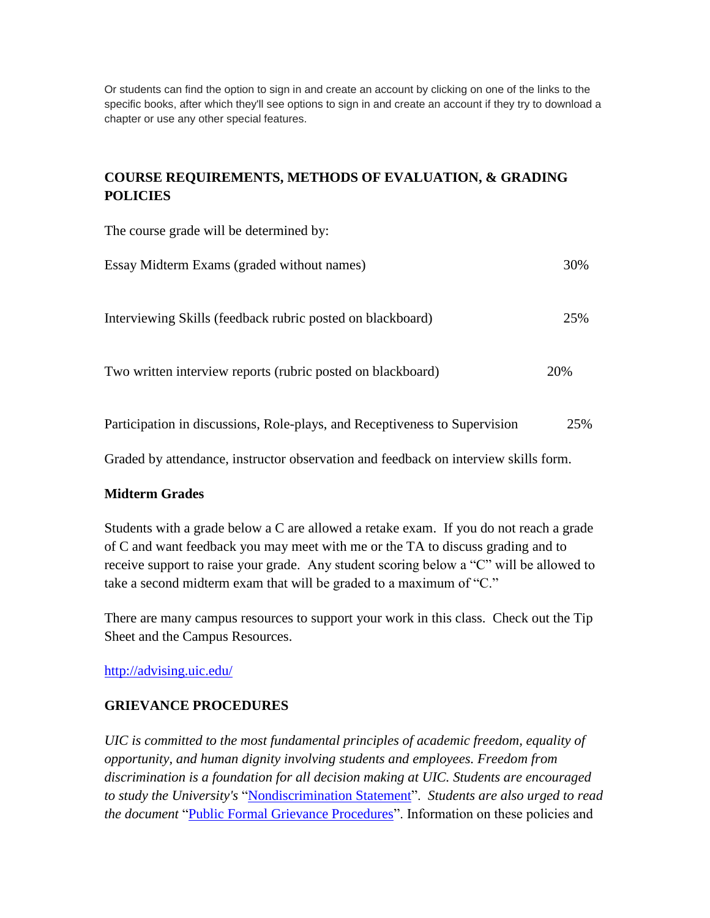Or students can find the option to sign in and create an account by clicking on one of the links to the specific books, after which they'll see options to sign in and create an account if they try to download a chapter or use any other special features.

## COURSE REQUIREMENTS, METHODS OF EVALUATION, & GRADING POLICIES

The course grade will be determined by:

| | |
|---|---|
| Essay Midterm Exams (graded without names) | 30% |
| Interviewing Skills (feedback rubric posted on blackboard) | 25% |
| Two written interview reports (rubric posted on blackboard) | 20% |
| Participation in discussions, Role-plays, and Receptiveness to Supervision | 25% |

Graded by attendance, instructor observation and feedback on interview skills form.

### Midterm Grades

Students with a grade below a C are allowed a retake exam. If you do not reach a grade of C and want feedback you may meet with me or the TA to discuss grading and to receive support to raise your grade. Any student scoring below a "C" will be allowed to take a second midterm exam that will be graded to a maximum of "C."

There are many campus resources to support your work in this class. Check out the Tip Sheet and the Campus Resources.

http://advising.uic.edu/

### GRIEVANCE PROCEDURES

*UIC is committed to the most fundamental principles of academic freedom, equality of opportunity, and human dignity involving students and employees. Freedom from discrimination is a foundation for all decision making at UIC. Students are encouraged to study the University's* "Nondiscrimination Statement". *Students are also urged to read the document* "Public Formal Grievance Procedures". Information on these policies and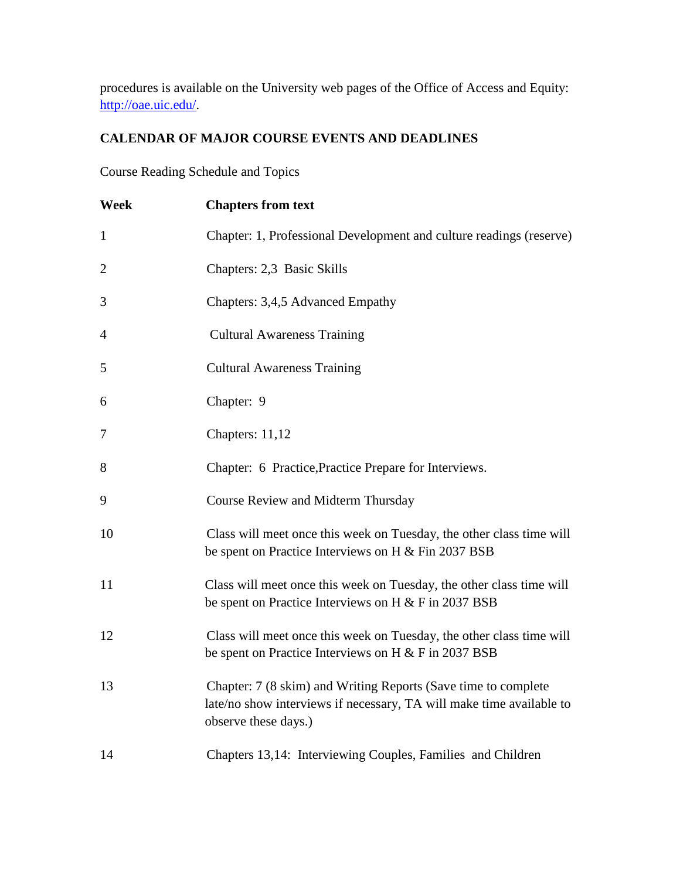procedures is available on the University web pages of the Office of Access and Equity: http://oae.uic.edu/.

**CALENDAR OF MAJOR COURSE EVENTS AND DEADLINES**

Course Reading Schedule and Topics

| **Week** | **Chapters from text** |
|---|---|
| 1 | Chapter: 1, Professional Development and culture readings (reserve) |
| 2 | Chapters: 2,3 Basic Skills |
| 3 | Chapters: 3,4,5 Advanced Empathy |
| 4 | Cultural Awareness Training |
| 5 | Cultural Awareness Training |
| 6 | Chapter: 9 |
| 7 | Chapters: 11,12 |
| 8 | Chapter: 6 Practice,Practice Prepare for Interviews. |
| 9 | Course Review and Midterm Thursday |
| 10 | Class will meet once this week on Tuesday, the other class time will be spent on Practice Interviews on H & Fin 2037 BSB |
| 11 | Class will meet once this week on Tuesday, the other class time will be spent on Practice Interviews on H & F in 2037 BSB |
| 12 | Class will meet once this week on Tuesday, the other class time will be spent on Practice Interviews on H & F in 2037 BSB |
| 13 | Chapter: 7 (8 skim) and Writing Reports (Save time to complete late/no show interviews if necessary, TA will make time available to observe these days.) |
| 14 | Chapters 13,14: Interviewing Couples, Families and Children |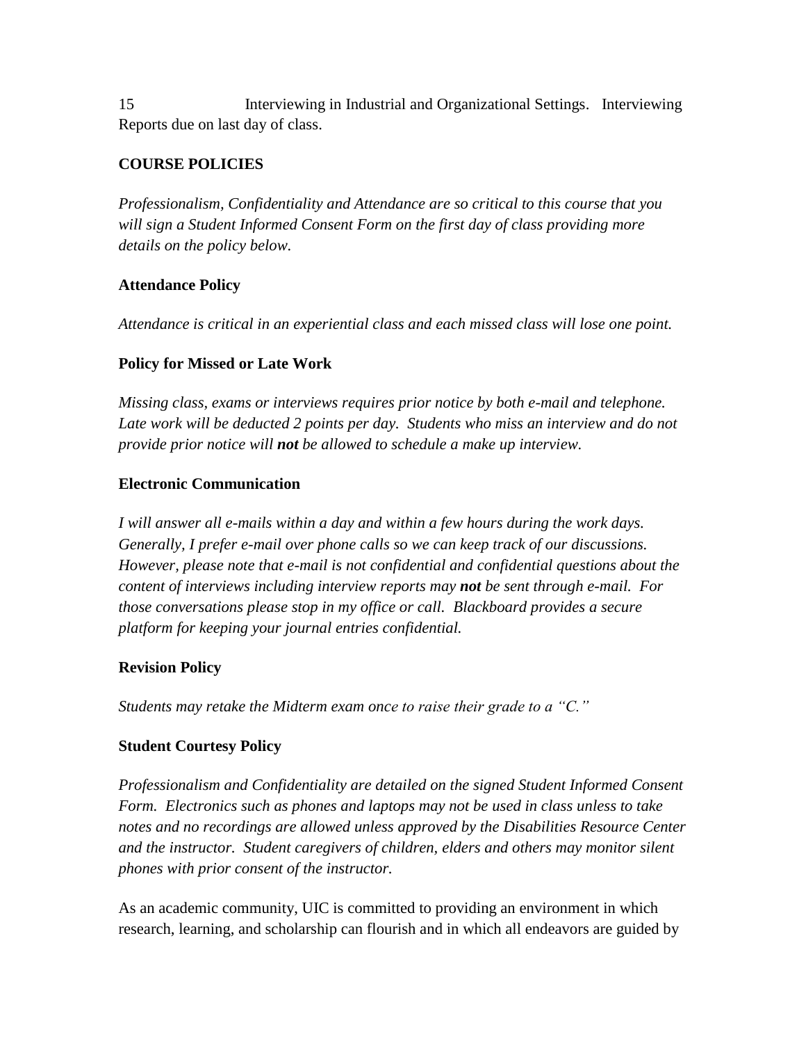15 Interviewing in Industrial and Organizational Settings. Interviewing Reports due on last day of class.

**COURSE POLICIES**

*Professionalism, Confidentiality and Attendance are so critical to this course that you will sign a Student Informed Consent Form on the first day of class providing more details on the policy below.*

**Attendance Policy**

*Attendance is critical in an experiential class and each missed class will lose one point.*

**Policy for Missed or Late Work**

*Missing class, exams or interviews requires prior notice by both e-mail and telephone. Late work will be deducted 2 points per day. Students who miss an interview and do not provide prior notice will **not** be allowed to schedule a make up interview.*

**Electronic Communication**

*I will answer all e-mails within a day and within a few hours during the work days. Generally, I prefer e-mail over phone calls so we can keep track of our discussions. However, please note that e-mail is not confidential and confidential questions about the content of interviews including interview reports may **not** be sent through e-mail. For those conversations please stop in my office or call. Blackboard provides a secure platform for keeping your journal entries confidential.*

**Revision Policy**

*Students may retake the Midterm exam once to raise their grade to a "C."*

**Student Courtesy Policy**

*Professionalism and Confidentiality are detailed on the signed Student Informed Consent Form. Electronics such as phones and laptops may not be used in class unless to take notes and no recordings are allowed unless approved by the Disabilities Resource Center and the instructor. Student caregivers of children, elders and others may monitor silent phones with prior consent of the instructor.*

As an academic community, UIC is committed to providing an environment in which research, learning, and scholarship can flourish and in which all endeavors are guided by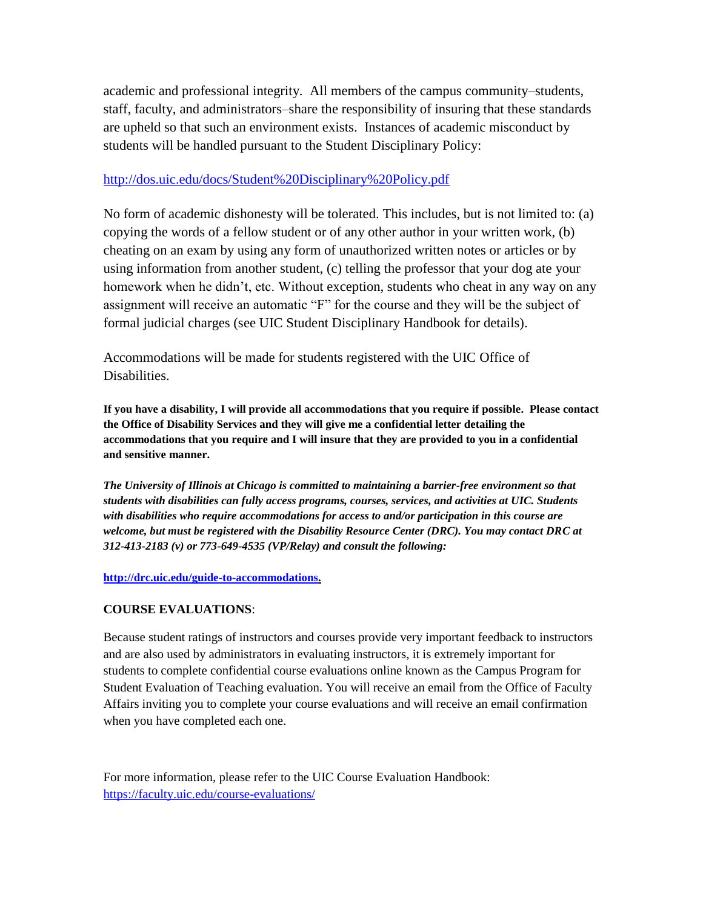academic and professional integrity. All members of the campus community–students, staff, faculty, and administrators–share the responsibility of insuring that these standards are upheld so that such an environment exists. Instances of academic misconduct by students will be handled pursuant to the Student Disciplinary Policy:

http://dos.uic.edu/docs/Student%20Disciplinary%20Policy.pdf

No form of academic dishonesty will be tolerated. This includes, but is not limited to: (a) copying the words of a fellow student or of any other author in your written work, (b) cheating on an exam by using any form of unauthorized written notes or articles or by using information from another student, (c) telling the professor that your dog ate your homework when he didn't, etc. Without exception, students who cheat in any way on any assignment will receive an automatic "F" for the course and they will be the subject of formal judicial charges (see UIC Student Disciplinary Handbook for details).

Accommodations will be made for students registered with the UIC Office of Disabilities.

**If you have a disability, I will provide all accommodations that you require if possible. Please contact the Office of Disability Services and they will give me a confidential letter detailing the accommodations that you require and I will insure that they are provided to you in a confidential and sensitive manner.**

***The University of Illinois at Chicago is committed to maintaining a barrier-free environment so that students with disabilities can fully access programs, courses, services, and activities at UIC. Students with disabilities who require accommodations for access to and/or participation in this course are welcome, but must be registered with the Disability Resource Center (DRC). You may contact DRC at 312-413-2183 (v) or 773-649-4535 (VP/Relay) and consult the following:***

**http://drc.uic.edu/guide-to-accommodations.**

**COURSE EVALUATIONS**:

Because student ratings of instructors and courses provide very important feedback to instructors and are also used by administrators in evaluating instructors, it is extremely important for students to complete confidential course evaluations online known as the Campus Program for Student Evaluation of Teaching evaluation. You will receive an email from the Office of Faculty Affairs inviting you to complete your course evaluations and will receive an email confirmation when you have completed each one.

For more information, please refer to the UIC Course Evaluation Handbook:
https://faculty.uic.edu/course-evaluations/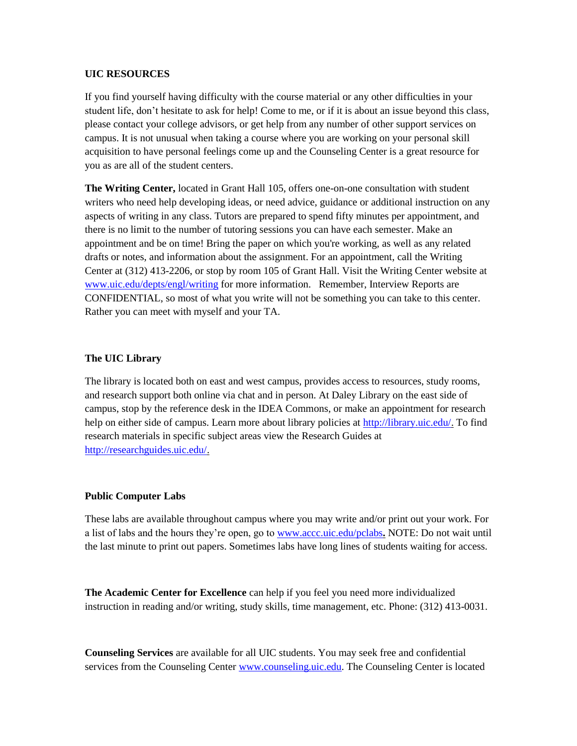**UIC RESOURCES**

If you find yourself having difficulty with the course material or any other difficulties in your student life, don't hesitate to ask for help! Come to me, or if it is about an issue beyond this class, please contact your college advisors, or get help from any number of other support services on campus. It is not unusual when taking a course where you are working on your personal skill acquisition to have personal feelings come up and the Counseling Center is a great resource for you as are all of the student centers.

**The Writing Center,** located in Grant Hall 105, offers one-on-one consultation with student writers who need help developing ideas, or need advice, guidance or additional instruction on any aspects of writing in any class. Tutors are prepared to spend fifty minutes per appointment, and there is no limit to the number of tutoring sessions you can have each semester. Make an appointment and be on time! Bring the paper on which you're working, as well as any related drafts or notes, and information about the assignment. For an appointment, call the Writing Center at (312) 413-2206, or stop by room 105 of Grant Hall. Visit the Writing Center website at [www.uic.edu/depts/engl/writing](http://www.uic.edu/depts/engl/writing) for more information. Remember, Interview Reports are CONFIDENTIAL, so most of what you write will not be something you can take to this center. Rather you can meet with myself and your TA.

**The UIC Library**

The library is located both on east and west campus, provides access to resources, study rooms, and research support both online via chat and in person. At Daley Library on the east side of campus, stop by the reference desk in the IDEA Commons, or make an appointment for research help on either side of campus. Learn more about library policies at [http://library.uic.edu/.](http://library.uic.edu/) To find research materials in specific subject areas view the Research Guides at [http://researchguides.uic.edu/.](http://researchguides.uic.edu/)

**Public Computer Labs**

These labs are available throughout campus where you may write and/or print out your work. For a list of labs and the hours they're open, go to [www.accc.uic.edu/pclabs](http://www.accc.uic.edu/pclabs)**.** NOTE: Do not wait until the last minute to print out papers. Sometimes labs have long lines of students waiting for access.

**The Academic Center for Excellence** can help if you feel you need more individualized instruction in reading and/or writing, study skills, time management, etc. Phone: (312) 413-0031.

**Counseling Services** are available for all UIC students. You may seek free and confidential services from the Counseling Center [www.counseling.uic.edu](http://www.counseling.uic.edu). The Counseling Center is located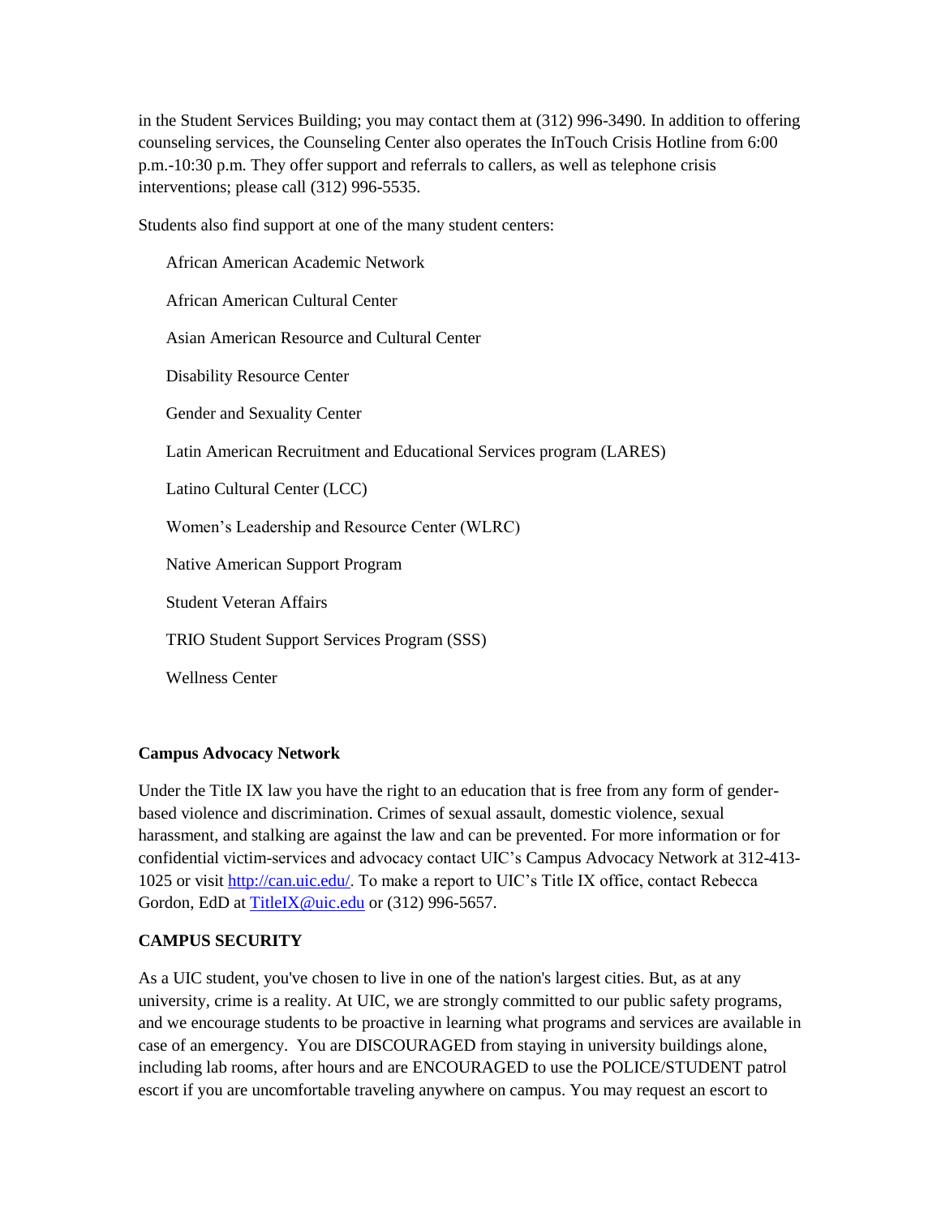in the Student Services Building; you may contact them at (312) 996-3490. In addition to offering counseling services, the Counseling Center also operates the InTouch Crisis Hotline from 6:00 p.m.-10:30 p.m. They offer support and referrals to callers, as well as telephone crisis interventions; please call (312) 996-5535.

Students also find support at one of the many student centers:

- African American Academic Network
- African American Cultural Center
- Asian American Resource and Cultural Center
- Disability Resource Center
- Gender and Sexuality Center
- Latin American Recruitment and Educational Services program (LARES)
- Latino Cultural Center (LCC)
- Women's Leadership and Resource Center (WLRC)
- Native American Support Program
- Student Veteran Affairs
- TRIO Student Support Services Program (SSS)
- Wellness Center

**Campus Advocacy Network**

Under the Title IX law you have the right to an education that is free from any form of gender-based violence and discrimination. Crimes of sexual assault, domestic violence, sexual harassment, and stalking are against the law and can be prevented. For more information or for confidential victim-services and advocacy contact UIC's Campus Advocacy Network at 312-413-1025 or visit http://can.uic.edu/. To make a report to UIC's Title IX office, contact Rebecca Gordon, EdD at TitleIX@uic.edu or (312) 996-5657.

**CAMPUS SECURITY**

As a UIC student, you've chosen to live in one of the nation's largest cities. But, as at any university, crime is a reality. At UIC, we are strongly committed to our public safety programs, and we encourage students to be proactive in learning what programs and services are available in case of an emergency. You are DISCOURAGED from staying in university buildings alone, including lab rooms, after hours and are ENCOURAGED to use the POLICE/STUDENT patrol escort if you are uncomfortable traveling anywhere on campus. You may request an escort to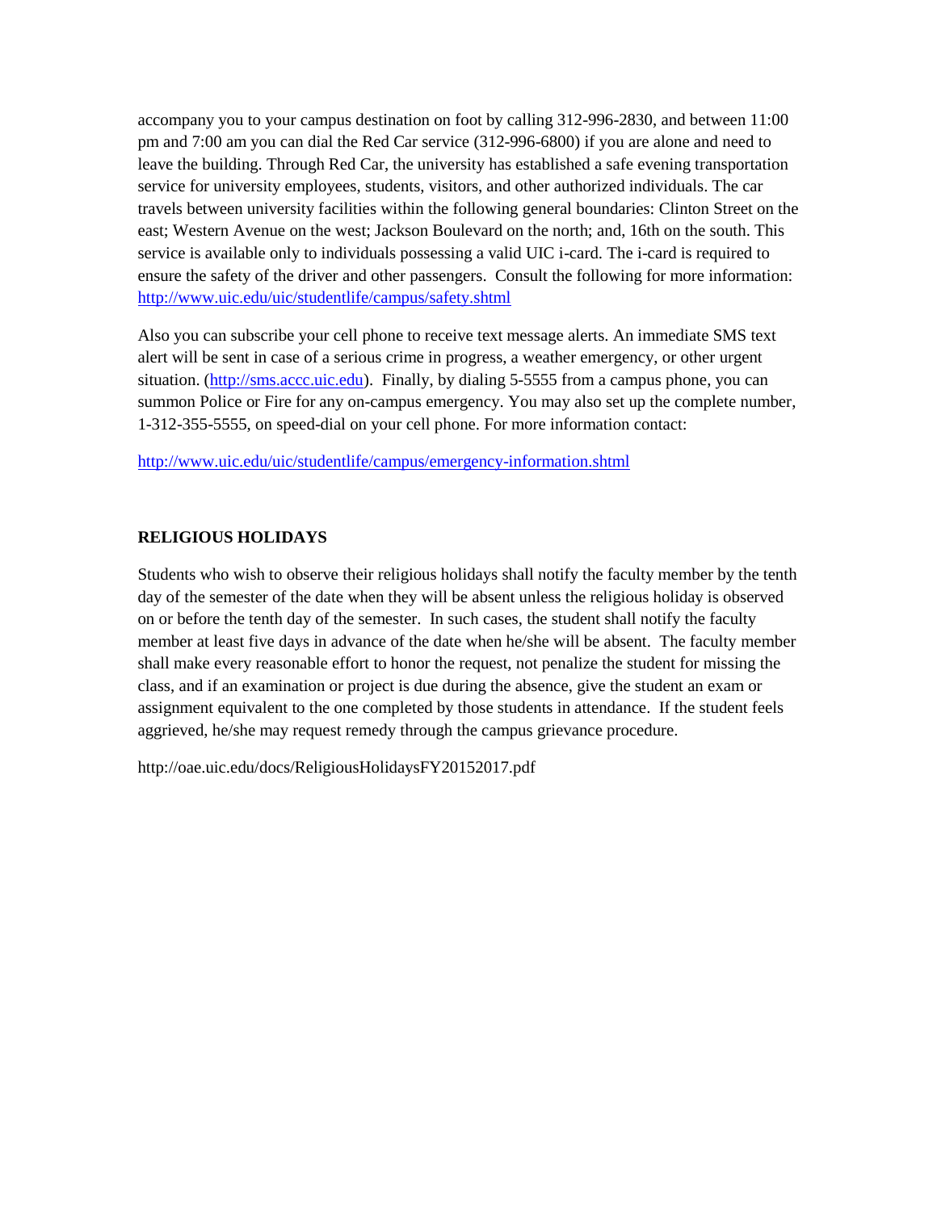accompany you to your campus destination on foot by calling 312-996-2830, and between 11:00 pm and 7:00 am you can dial the Red Car service (312-996-6800) if you are alone and need to leave the building. Through Red Car, the university has established a safe evening transportation service for university employees, students, visitors, and other authorized individuals. The car travels between university facilities within the following general boundaries: Clinton Street on the east; Western Avenue on the west; Jackson Boulevard on the north; and, 16th on the south. This service is available only to individuals possessing a valid UIC i-card. The i-card is required to ensure the safety of the driver and other passengers. Consult the following for more information: http://www.uic.edu/uic/studentlife/campus/safety.shtml

Also you can subscribe your cell phone to receive text message alerts. An immediate SMS text alert will be sent in case of a serious crime in progress, a weather emergency, or other urgent situation. (http://sms.accc.uic.edu). Finally, by dialing 5-5555 from a campus phone, you can summon Police or Fire for any on-campus emergency. You may also set up the complete number, 1-312-355-5555, on speed-dial on your cell phone. For more information contact:

http://www.uic.edu/uic/studentlife/campus/emergency-information.shtml

**RELIGIOUS HOLIDAYS**

Students who wish to observe their religious holidays shall notify the faculty member by the tenth day of the semester of the date when they will be absent unless the religious holiday is observed on or before the tenth day of the semester. In such cases, the student shall notify the faculty member at least five days in advance of the date when he/she will be absent. The faculty member shall make every reasonable effort to honor the request, not penalize the student for missing the class, and if an examination or project is due during the absence, give the student an exam or assignment equivalent to the one completed by those students in attendance. If the student feels aggrieved, he/she may request remedy through the campus grievance procedure.

http://oae.uic.edu/docs/ReligiousHolidaysFY20152017.pdf